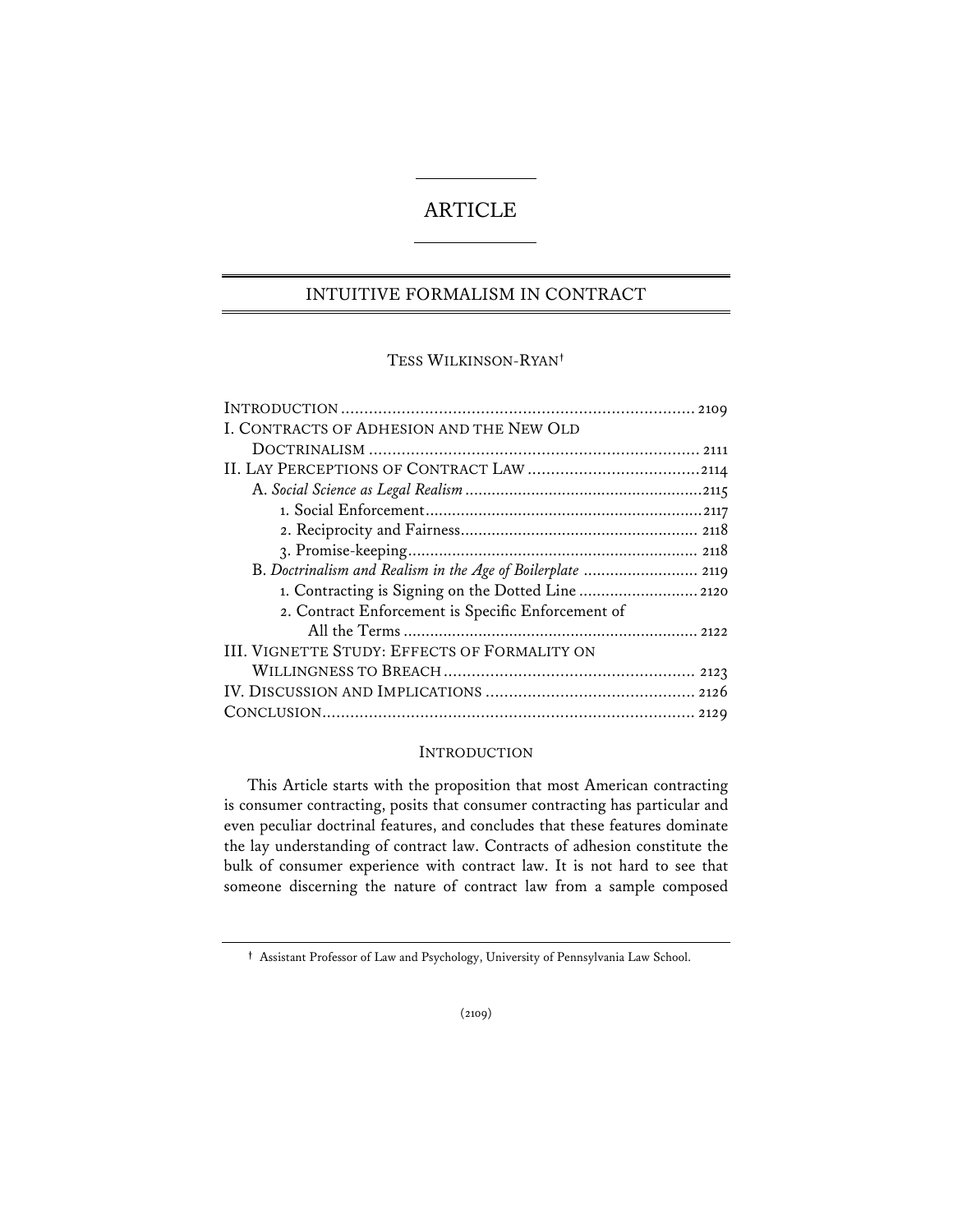# ARTICLE

## INTUITIVE FORMALISM IN CONTRACT

TESS WILKINSON-RYAN†

INTRODUCTION .......... 2109
I. CONTRACTS OF ADHESION AND THE NEW OLD DOCTRINALISM .......... 2111
II. LAY PERCEPTIONS OF CONTRACT LAW .......... 2114
  A. *Social Science as Legal Realism* .......... 2115
    1. Social Enforcement .......... 2117
    2. Reciprocity and Fairness .......... 2118
    3. Promise-keeping .......... 2118
  B. *Doctrinalism and Realism in the Age of Boilerplate* .......... 2119
    1. Contracting is Signing on the Dotted Line .......... 2120
    2. Contract Enforcement is Specific Enforcement of All the Terms .......... 2122
III. VIGNETTE STUDY: EFFECTS OF FORMALITY ON WILLINGNESS TO BREACH .......... 2123
IV. DISCUSSION AND IMPLICATIONS .......... 2126
CONCLUSION .......... 2129

### INTRODUCTION

This Article starts with the proposition that most American contracting is consumer contracting, posits that consumer contracting has particular and even peculiar doctrinal features, and concludes that these features dominate the lay understanding of contract law. Contracts of adhesion constitute the bulk of consumer experience with contract law. It is not hard to see that someone discerning the nature of contract law from a sample composed

† Assistant Professor of Law and Psychology, University of Pennsylvania Law School.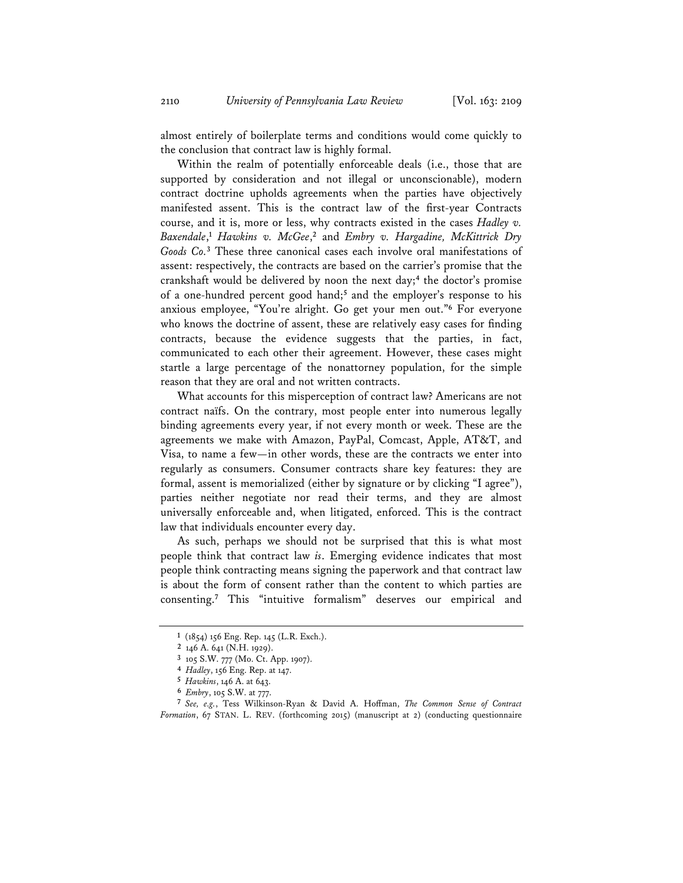almost entirely of boilerplate terms and conditions would come quickly to the conclusion that contract law is highly formal.

Within the realm of potentially enforceable deals (i.e., those that are supported by consideration and not illegal or unconscionable), modern contract doctrine upholds agreements when the parties have objectively manifested assent. This is the contract law of the first-year Contracts course, and it is, more or less, why contracts existed in the cases *Hadley v. Baxendale*,[1] *Hawkins v. McGee*,[2] and *Embry v. Hargadine, McKittrick Dry Goods Co.*[3] These three canonical cases each involve oral manifestations of assent: respectively, the contracts are based on the carrier's promise that the crankshaft would be delivered by noon the next day;[4] the doctor's promise of a one-hundred percent good hand;[5] and the employer's response to his anxious employee, "You're alright. Go get your men out."[6] For everyone who knows the doctrine of assent, these are relatively easy cases for finding contracts, because the evidence suggests that the parties, in fact, communicated to each other their agreement. However, these cases might startle a large percentage of the nonattorney population, for the simple reason that they are oral and not written contracts.

What accounts for this misperception of contract law? Americans are not contract naïfs. On the contrary, most people enter into numerous legally binding agreements every year, if not every month or week. These are the agreements we make with Amazon, PayPal, Comcast, Apple, AT&T, and Visa, to name a few—in other words, these are the contracts we enter into regularly as consumers. Consumer contracts share key features: they are formal, assent is memorialized (either by signature or by clicking "I agree"), parties neither negotiate nor read their terms, and they are almost universally enforceable and, when litigated, enforced. This is the contract law that individuals encounter every day.

As such, perhaps we should not be surprised that this is what most people think that contract law *is*. Emerging evidence indicates that most people think contracting means signing the paperwork and that contract law is about the form of consent rather than the content to which parties are consenting.[7] This "intuitive formalism" deserves our empirical and

---

[1] (1854) 156 Eng. Rep. 145 (L.R. Exch.).

[2] 146 A. 641 (N.H. 1929).

[3] 105 S.W. 777 (Mo. Ct. App. 1907).

[4] *Hadley*, 156 Eng. Rep. at 147.

[5] *Hawkins*, 146 A. at 643.

[6] *Embry*, 105 S.W. at 777.

[7] *See, e.g.*, Tess Wilkinson-Ryan & David A. Hoffman, *The Common Sense of Contract Formation*, 67 STAN. L. REV. (forthcoming 2015) (manuscript at 2) (conducting questionnaire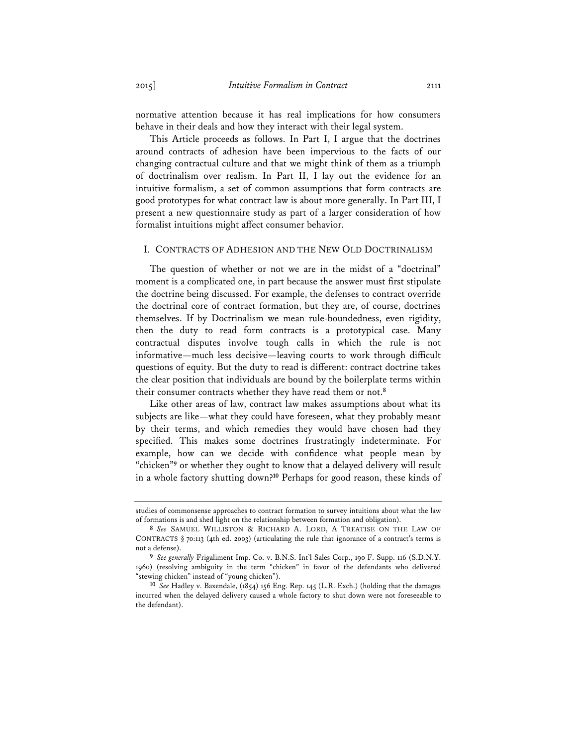normative attention because it has real implications for how consumers behave in their deals and how they interact with their legal system.

This Article proceeds as follows. In Part I, I argue that the doctrines around contracts of adhesion have been impervious to the facts of our changing contractual culture and that we might think of them as a triumph of doctrinalism over realism. In Part II, I lay out the evidence for an intuitive formalism, a set of common assumptions that form contracts are good prototypes for what contract law is about more generally. In Part III, I present a new questionnaire study as part of a larger consideration of how formalist intuitions might affect consumer behavior.

## I. CONTRACTS OF ADHESION AND THE NEW OLD DOCTRINALISM

The question of whether or not we are in the midst of a "doctrinal" moment is a complicated one, in part because the answer must first stipulate the doctrine being discussed. For example, the defenses to contract override the doctrinal core of contract formation, but they are, of course, doctrines themselves. If by Doctrinalism we mean rule-boundedness, even rigidity, then the duty to read form contracts is a prototypical case. Many contractual disputes involve tough calls in which the rule is not informative—much less decisive—leaving courts to work through difficult questions of equity. But the duty to read is different: contract doctrine takes the clear position that individuals are bound by the boilerplate terms within their consumer contracts whether they have read them or not.[8]

Like other areas of law, contract law makes assumptions about what its subjects are like—what they could have foreseen, what they probably meant by their terms, and which remedies they would have chosen had they specified. This makes some doctrines frustratingly indeterminate. For example, how can we decide with confidence what people mean by "chicken"[9] or whether they ought to know that a delayed delivery will result in a whole factory shutting down?[10] Perhaps for good reason, these kinds of

---

studies of commonsense approaches to contract formation to survey intuitions about what the law of formations is and shed light on the relationship between formation and obligation).

[8] *See* SAMUEL WILLISTON & RICHARD A. LORD, A TREATISE ON THE LAW OF CONTRACTS § 70:113 (4th ed. 2003) (articulating the rule that ignorance of a contract's terms is not a defense).

[9] *See generally* Frigaliment Imp. Co. v. B.N.S. Int'l Sales Corp., 190 F. Supp. 116 (S.D.N.Y. 1960) (resolving ambiguity in the term "chicken" in favor of the defendants who delivered "stewing chicken" instead of "young chicken").

[10] *See* Hadley v. Baxendale, (1854) 156 Eng. Rep. 145 (L.R. Exch.) (holding that the damages incurred when the delayed delivery caused a whole factory to shut down were not foreseeable to the defendant).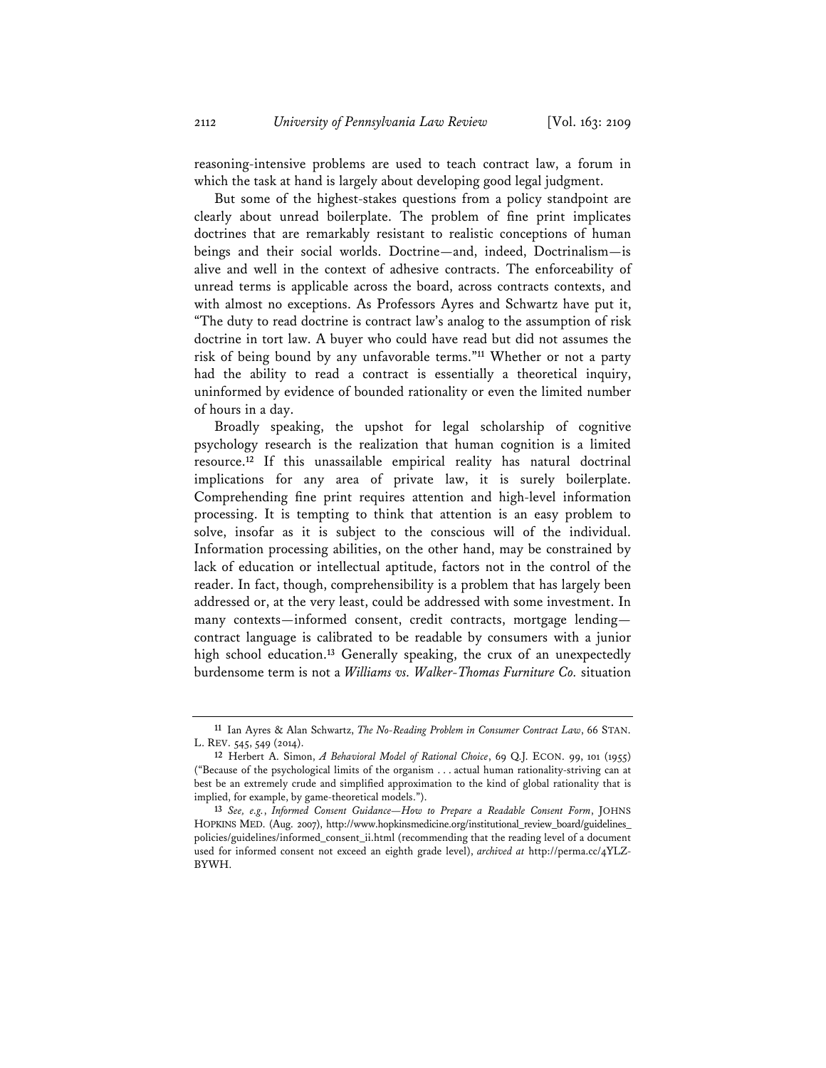reasoning-intensive problems are used to teach contract law, a forum in which the task at hand is largely about developing good legal judgment.

But some of the highest-stakes questions from a policy standpoint are clearly about unread boilerplate. The problem of fine print implicates doctrines that are remarkably resistant to realistic conceptions of human beings and their social worlds. Doctrine—and, indeed, Doctrinalism—is alive and well in the context of adhesive contracts. The enforceability of unread terms is applicable across the board, across contracts contexts, and with almost no exceptions. As Professors Ayres and Schwartz have put it, "The duty to read doctrine is contract law's analog to the assumption of risk doctrine in tort law. A buyer who could have read but did not assumes the risk of being bound by any unfavorable terms."[11] Whether or not a party had the ability to read a contract is essentially a theoretical inquiry, uninformed by evidence of bounded rationality or even the limited number of hours in a day.

Broadly speaking, the upshot for legal scholarship of cognitive psychology research is the realization that human cognition is a limited resource.[12] If this unassailable empirical reality has natural doctrinal implications for any area of private law, it is surely boilerplate. Comprehending fine print requires attention and high-level information processing. It is tempting to think that attention is an easy problem to solve, insofar as it is subject to the conscious will of the individual. Information processing abilities, on the other hand, may be constrained by lack of education or intellectual aptitude, factors not in the control of the reader. In fact, though, comprehensibility is a problem that has largely been addressed or, at the very least, could be addressed with some investment. In many contexts—informed consent, credit contracts, mortgage lending—contract language is calibrated to be readable by consumers with a junior high school education.[13] Generally speaking, the crux of an unexpectedly burdensome term is not a *Williams vs. Walker-Thomas Furniture Co.* situation

---

[11] Ian Ayres & Alan Schwartz, *The No-Reading Problem in Consumer Contract Law*, 66 STAN. L. REV. 545, 549 (2014).

[12] Herbert A. Simon, *A Behavioral Model of Rational Choice*, 69 Q.J. ECON. 99, 101 (1955) ("Because of the psychological limits of the organism . . . actual human rationality-striving can at best be an extremely crude and simplified approximation to the kind of global rationality that is implied, for example, by game-theoretical models.").

[13] *See, e.g.*, *Informed Consent Guidance—How to Prepare a Readable Consent Form*, JOHNS HOPKINS MED. (Aug. 2007), http://www.hopkinsmedicine.org/institutional_review_board/guidelines_policies/guidelines/informed_consent_ii.html (recommending that the reading level of a document used for informed consent not exceed an eighth grade level), *archived at* http://perma.cc/4YLZ-BYWH.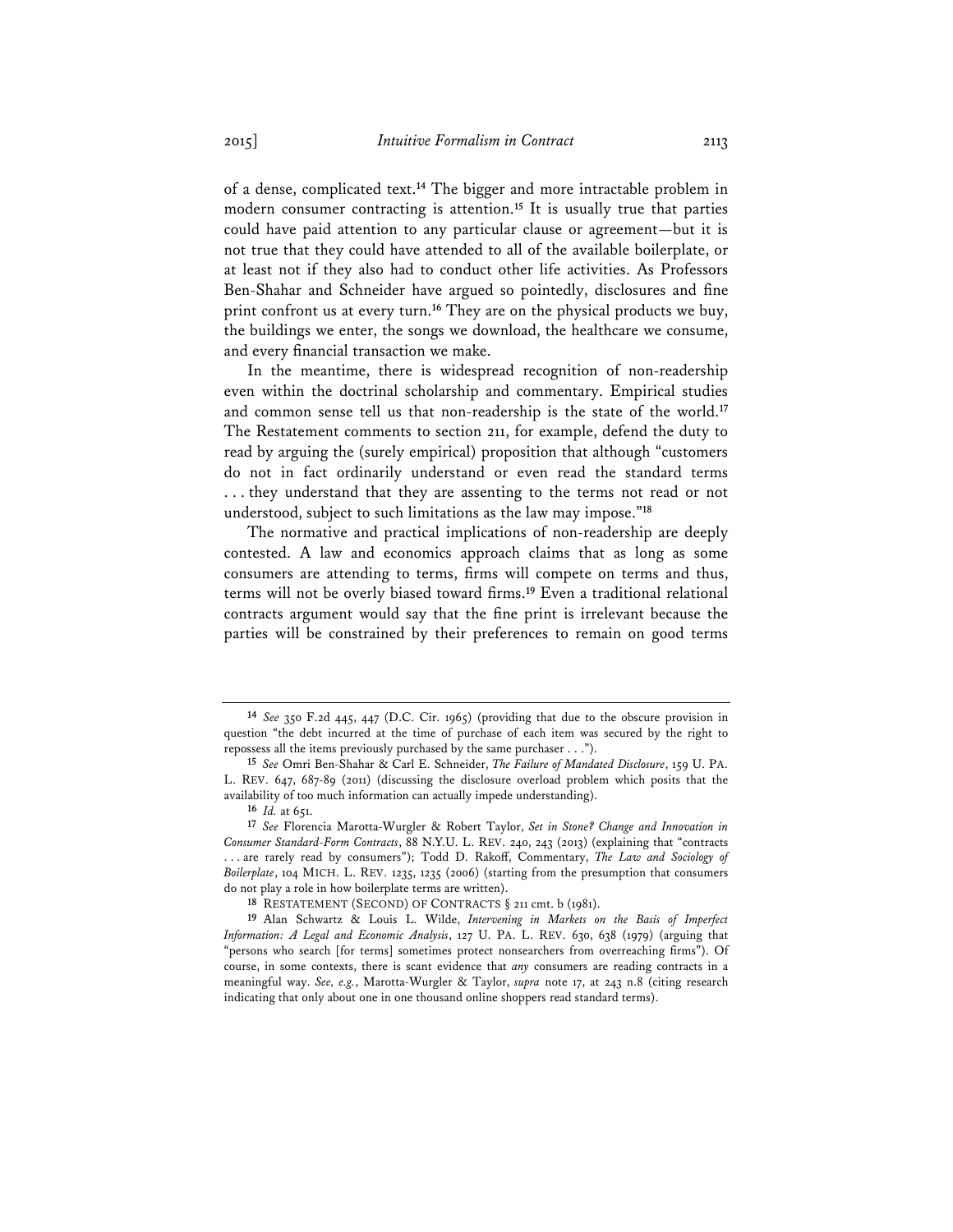of a dense, complicated text.[14] The bigger and more intractable problem in modern consumer contracting is attention.[15] It is usually true that parties could have paid attention to any particular clause or agreement—but it is not true that they could have attended to all of the available boilerplate, or at least not if they also had to conduct other life activities. As Professors Ben-Shahar and Schneider have argued so pointedly, disclosures and fine print confront us at every turn.[16] They are on the physical products we buy, the buildings we enter, the songs we download, the healthcare we consume, and every financial transaction we make.

In the meantime, there is widespread recognition of non-readership even within the doctrinal scholarship and commentary. Empirical studies and common sense tell us that non-readership is the state of the world.[17] The Restatement comments to section 211, for example, defend the duty to read by arguing the (surely empirical) proposition that although "customers do not in fact ordinarily understand or even read the standard terms . . . they understand that they are assenting to the terms not read or not understood, subject to such limitations as the law may impose."[18]

The normative and practical implications of non-readership are deeply contested. A law and economics approach claims that as long as some consumers are attending to terms, firms will compete on terms and thus, terms will not be overly biased toward firms.[19] Even a traditional relational contracts argument would say that the fine print is irrelevant because the parties will be constrained by their preferences to remain on good terms

---

[14] *See* 350 F.2d 445, 447 (D.C. Cir. 1965) (providing that due to the obscure provision in question "the debt incurred at the time of purchase of each item was secured by the right to repossess all the items previously purchased by the same purchaser . . .").

[15] *See* Omri Ben-Shahar & Carl E. Schneider, *The Failure of Mandated Disclosure*, 159 U. PA. L. REV. 647, 687-89 (2011) (discussing the disclosure overload problem which posits that the availability of too much information can actually impede understanding).

[16] *Id.* at 651.

[17] *See* Florencia Marotta-Wurgler & Robert Taylor, *Set in Stone? Change and Innovation in Consumer Standard-Form Contracts*, 88 N.Y.U. L. REV. 240, 243 (2013) (explaining that "contracts . . . are rarely read by consumers"); Todd D. Rakoff, Commentary, *The Law and Sociology of Boilerplate*, 104 MICH. L. REV. 1235, 1235 (2006) (starting from the presumption that consumers do not play a role in how boilerplate terms are written).

[18] RESTATEMENT (SECOND) OF CONTRACTS § 211 cmt. b (1981).

[19] Alan Schwartz & Louis L. Wilde, *Intervening in Markets on the Basis of Imperfect Information: A Legal and Economic Analysis*, 127 U. PA. L. REV. 630, 638 (1979) (arguing that "persons who search [for terms] sometimes protect nonsearchers from overreaching firms"). Of course, in some contexts, there is scant evidence that *any* consumers are reading contracts in a meaningful way. *See, e.g.*, Marotta-Wurgler & Taylor, *supra* note 17, at 243 n.8 (citing research indicating that only about one in one thousand online shoppers read standard terms).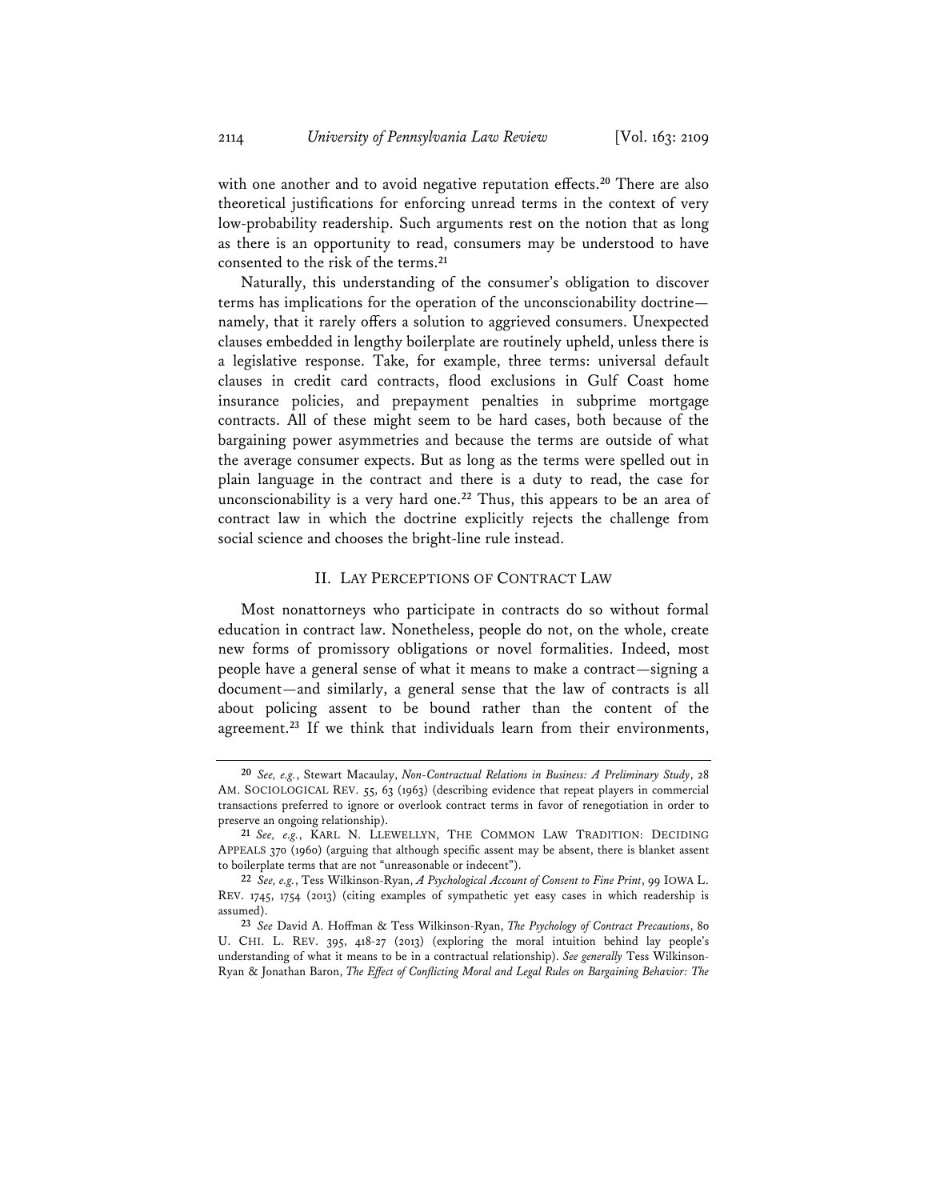with one another and to avoid negative reputation effects.[20] There are also theoretical justifications for enforcing unread terms in the context of very low-probability readership. Such arguments rest on the notion that as long as there is an opportunity to read, consumers may be understood to have consented to the risk of the terms.[21]

Naturally, this understanding of the consumer's obligation to discover terms has implications for the operation of the unconscionability doctrine—namely, that it rarely offers a solution to aggrieved consumers. Unexpected clauses embedded in lengthy boilerplate are routinely upheld, unless there is a legislative response. Take, for example, three terms: universal default clauses in credit card contracts, flood exclusions in Gulf Coast home insurance policies, and prepayment penalties in subprime mortgage contracts. All of these might seem to be hard cases, both because of the bargaining power asymmetries and because the terms are outside of what the average consumer expects. But as long as the terms were spelled out in plain language in the contract and there is a duty to read, the case for unconscionability is a very hard one.[22] Thus, this appears to be an area of contract law in which the doctrine explicitly rejects the challenge from social science and chooses the bright-line rule instead.

## II. Lay Perceptions of Contract Law

Most nonattorneys who participate in contracts do so without formal education in contract law. Nonetheless, people do not, on the whole, create new forms of promissory obligations or novel formalities. Indeed, most people have a general sense of what it means to make a contract—signing a document—and similarly, a general sense that the law of contracts is all about policing assent to be bound rather than the content of the agreement.[23] If we think that individuals learn from their environments,

---

[20] *See, e.g.*, Stewart Macaulay, *Non-Contractual Relations in Business: A Preliminary Study*, 28 AM. SOCIOLOGICAL REV. 55, 63 (1963) (describing evidence that repeat players in commercial transactions preferred to ignore or overlook contract terms in favor of renegotiation in order to preserve an ongoing relationship).

[21] *See, e.g.*, KARL N. LLEWELLYN, THE COMMON LAW TRADITION: DECIDING APPEALS 370 (1960) (arguing that although specific assent may be absent, there is blanket assent to boilerplate terms that are not "unreasonable or indecent").

[22] *See, e.g.*, Tess Wilkinson-Ryan, *A Psychological Account of Consent to Fine Print*, 99 IOWA L. REV. 1745, 1754 (2013) (citing examples of sympathetic yet easy cases in which readership is assumed).

[23] *See* David A. Hoffman & Tess Wilkinson-Ryan, *The Psychology of Contract Precautions*, 80 U. CHI. L. REV. 395, 418-27 (2013) (exploring the moral intuition behind lay people's understanding of what it means to be in a contractual relationship). *See generally* Tess Wilkinson-Ryan & Jonathan Baron, *The Effect of Conflicting Moral and Legal Rules on Bargaining Behavior: The*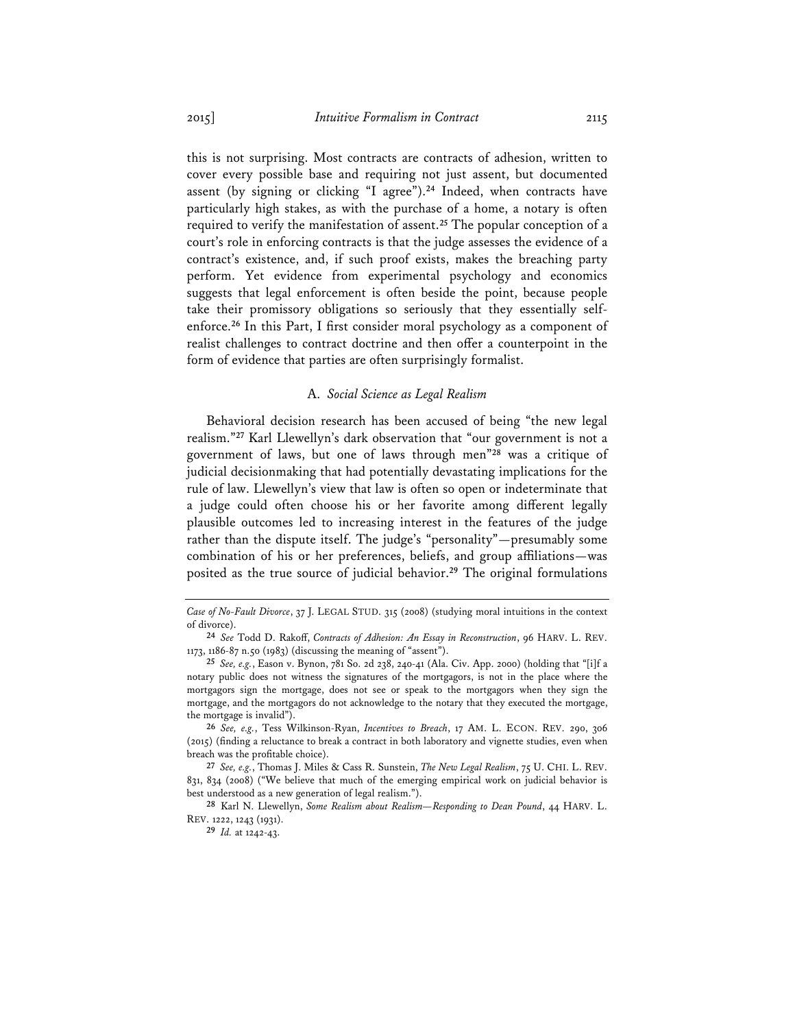this is not surprising. Most contracts are contracts of adhesion, written to cover every possible base and requiring not just assent, but documented assent (by signing or clicking "I agree").[24] Indeed, when contracts have particularly high stakes, as with the purchase of a home, a notary is often required to verify the manifestation of assent.[25] The popular conception of a court's role in enforcing contracts is that the judge assesses the evidence of a contract's existence, and, if such proof exists, makes the breaching party perform. Yet evidence from experimental psychology and economics suggests that legal enforcement is often beside the point, because people take their promissory obligations so seriously that they essentially self-enforce.[26] In this Part, I first consider moral psychology as a component of realist challenges to contract doctrine and then offer a counterpoint in the form of evidence that parties are often surprisingly formalist.

### A. *Social Science as Legal Realism*

Behavioral decision research has been accused of being "the new legal realism."[27] Karl Llewellyn's dark observation that "our government is not a government of laws, but one of laws through men"[28] was a critique of judicial decisionmaking that had potentially devastating implications for the rule of law. Llewellyn's view that law is often so open or indeterminate that a judge could often choose his or her favorite among different legally plausible outcomes led to increasing interest in the features of the judge rather than the dispute itself. The judge's "personality"—presumably some combination of his or her preferences, beliefs, and group affiliations—was posited as the true source of judicial behavior.[29] The original formulations

---

*Case of No-Fault Divorce*, 37 J. LEGAL STUD. 315 (2008) (studying moral intuitions in the context of divorce).

24 *See* Todd D. Rakoff, *Contracts of Adhesion: An Essay in Reconstruction*, 96 HARV. L. REV. 1173, 1186-87 n.50 (1983) (discussing the meaning of "assent").

25 *See, e.g.*, Eason v. Bynon, 781 So. 2d 238, 240-41 (Ala. Civ. App. 2000) (holding that "[i]f a notary public does not witness the signatures of the mortgagors, is not in the place where the mortgagors sign the mortgage, does not see or speak to the mortgagors when they sign the mortgage, and the mortgagors do not acknowledge to the notary that they executed the mortgage, the mortgage is invalid").

26 *See, e.g.*, Tess Wilkinson-Ryan, *Incentives to Breach*, 17 AM. L. ECON. REV. 290, 306 (2015) (finding a reluctance to break a contract in both laboratory and vignette studies, even when breach was the profitable choice).

27 *See, e.g.*, Thomas J. Miles & Cass R. Sunstein, *The New Legal Realism*, 75 U. CHI. L. REV. 831, 834 (2008) ("We believe that much of the emerging empirical work on judicial behavior is best understood as a new generation of legal realism.").

28 Karl N. Llewellyn, *Some Realism about Realism—Responding to Dean Pound*, 44 HARV. L. REV. 1222, 1243 (1931).

29 *Id.* at 1242-43.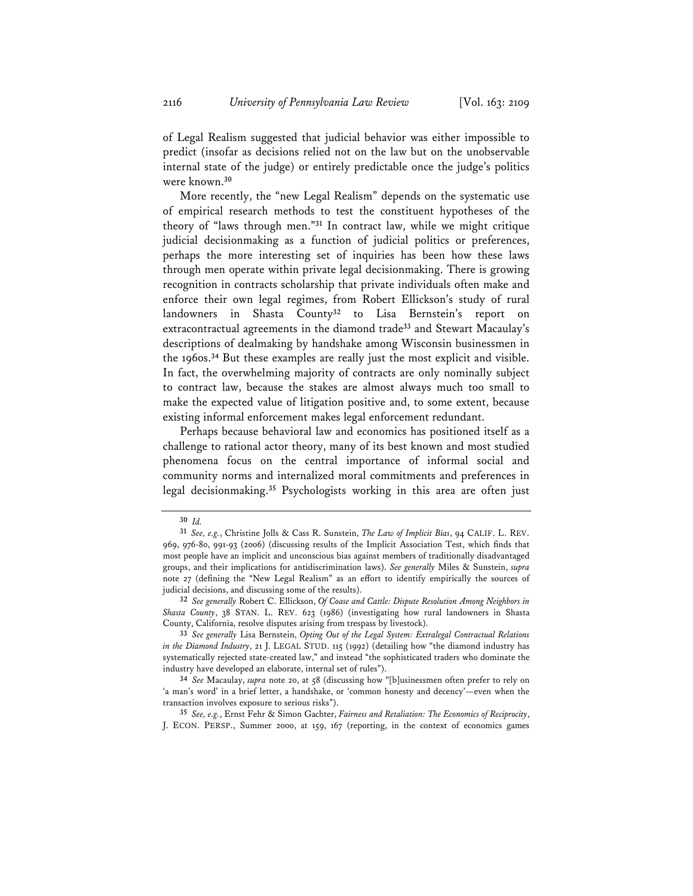of Legal Realism suggested that judicial behavior was either impossible to predict (insofar as decisions relied not on the law but on the unobservable internal state of the judge) or entirely predictable once the judge's politics were known.[30]

More recently, the "new Legal Realism" depends on the systematic use of empirical research methods to test the constituent hypotheses of the theory of "laws through men."[31] In contract law, while we might critique judicial decisionmaking as a function of judicial politics or preferences, perhaps the more interesting set of inquiries has been how these laws through men operate within private legal decisionmaking. There is growing recognition in contracts scholarship that private individuals often make and enforce their own legal regimes, from Robert Ellickson's study of rural landowners in Shasta County[32] to Lisa Bernstein's report on extracontractual agreements in the diamond trade[33] and Stewart Macaulay's descriptions of dealmaking by handshake among Wisconsin businessmen in the 1960s.[34] But these examples are really just the most explicit and visible. In fact, the overwhelming majority of contracts are only nominally subject to contract law, because the stakes are almost always much too small to make the expected value of litigation positive and, to some extent, because existing informal enforcement makes legal enforcement redundant.

Perhaps because behavioral law and economics has positioned itself as a challenge to rational actor theory, many of its best known and most studied phenomena focus on the central importance of informal social and community norms and internalized moral commitments and preferences in legal decisionmaking.[35] Psychologists working in this area are often just

---

[30] *Id.*

[31] *See, e.g.*, Christine Jolls & Cass R. Sunstein, *The Law of Implicit Bias*, 94 CALIF. L. REV. 969, 976-80, 991-93 (2006) (discussing results of the Implicit Association Test, which finds that most people have an implicit and unconscious bias against members of traditionally disadvantaged groups, and their implications for antidiscrimination laws). *See generally* Miles & Sunstein, *supra* note 27 (defining the "New Legal Realism" as an effort to identify empirically the sources of judicial decisions, and discussing some of the results).

[32] *See generally* Robert C. Ellickson, *Of Coase and Cattle: Dispute Resolution Among Neighbors in Shasta County*, 38 STAN. L. REV. 623 (1986) (investigating how rural landowners in Shasta County, California, resolve disputes arising from trespass by livestock).

[33] *See generally* Lisa Bernstein, *Opting Out of the Legal System: Extralegal Contractual Relations in the Diamond Industry*, 21 J. LEGAL STUD. 115 (1992) (detailing how "the diamond industry has systematically rejected state-created law," and instead "the sophisticated traders who dominate the industry have developed an elaborate, internal set of rules").

[34] *See* Macaulay, *supra* note 20, at 58 (discussing how "[b]usinessmen often prefer to rely on 'a man's word' in a brief letter, a handshake, or 'common honesty and decency'—even when the transaction involves exposure to serious risks").

[35] *See, e.g.*, Ernst Fehr & Simon Gachter, *Fairness and Retaliation: The Economics of Reciprocity*, J. ECON. PERSP., Summer 2000, at 159, 167 (reporting, in the context of economics games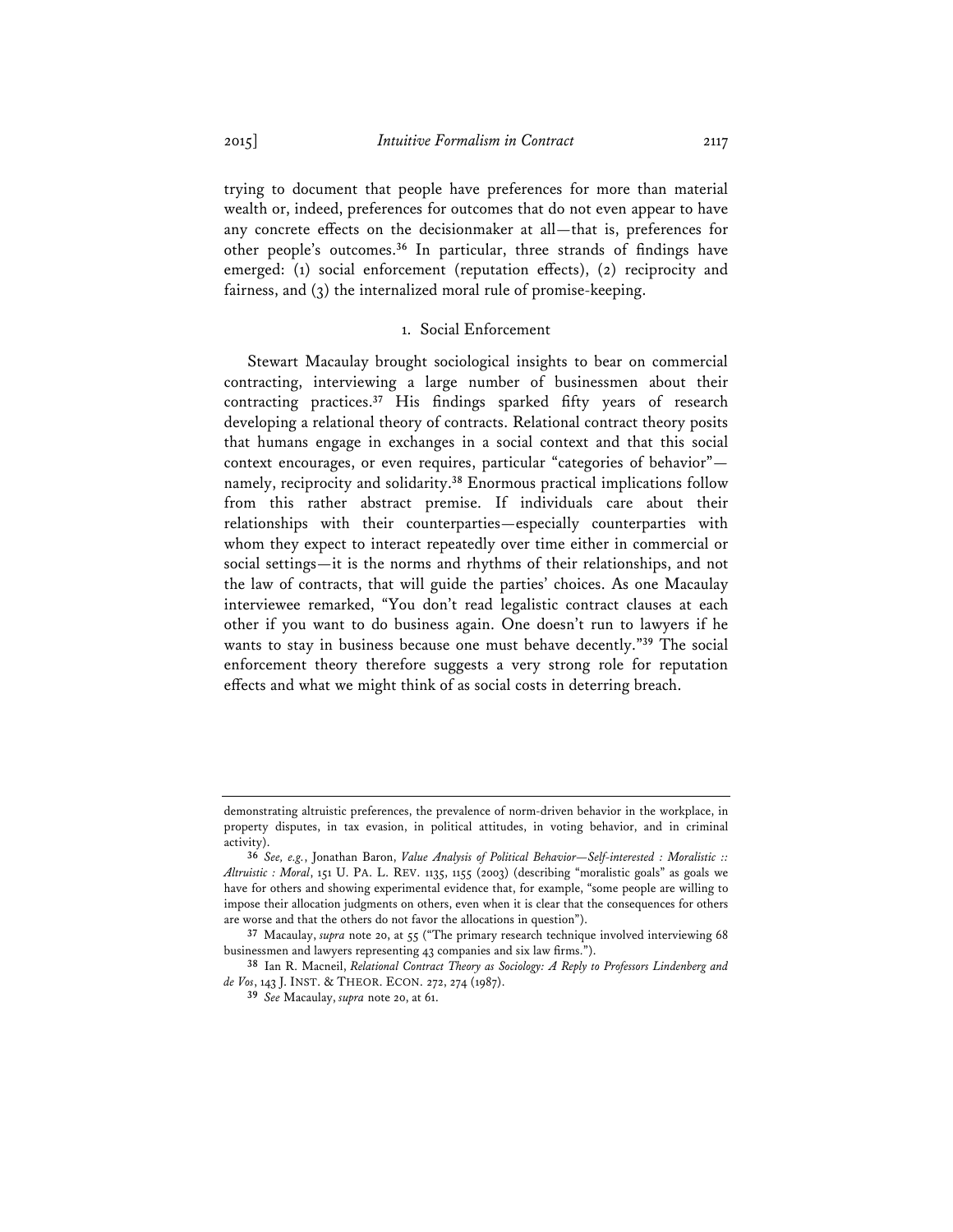trying to document that people have preferences for more than material wealth or, indeed, preferences for outcomes that do not even appear to have any concrete effects on the decisionmaker at all—that is, preferences for other people's outcomes.[36] In particular, three strands of findings have emerged: (1) social enforcement (reputation effects), (2) reciprocity and fairness, and (3) the internalized moral rule of promise-keeping.

### 1. Social Enforcement

Stewart Macaulay brought sociological insights to bear on commercial contracting, interviewing a large number of businessmen about their contracting practices.[37] His findings sparked fifty years of research developing a relational theory of contracts. Relational contract theory posits that humans engage in exchanges in a social context and that this social context encourages, or even requires, particular "categories of behavior"—namely, reciprocity and solidarity.[38] Enormous practical implications follow from this rather abstract premise. If individuals care about their relationships with their counterparties—especially counterparties with whom they expect to interact repeatedly over time either in commercial or social settings—it is the norms and rhythms of their relationships, and not the law of contracts, that will guide the parties' choices. As one Macaulay interviewee remarked, "You don't read legalistic contract clauses at each other if you want to do business again. One doesn't run to lawyers if he wants to stay in business because one must behave decently."[39] The social enforcement theory therefore suggests a very strong role for reputation effects and what we might think of as social costs in deterring breach.

---

demonstrating altruistic preferences, the prevalence of norm-driven behavior in the workplace, in property disputes, in tax evasion, in political attitudes, in voting behavior, and in criminal activity).

[36] *See, e.g.*, Jonathan Baron, *Value Analysis of Political Behavior—Self-interested : Moralistic :: Altruistic : Moral*, 151 U. PA. L. REV. 1135, 1155 (2003) (describing "moralistic goals" as goals we have for others and showing experimental evidence that, for example, "some people are willing to impose their allocation judgments on others, even when it is clear that the consequences for others are worse and that the others do not favor the allocations in question").

[37] Macaulay, *supra* note 20, at 55 ("The primary research technique involved interviewing 68 businessmen and lawyers representing 43 companies and six law firms.").

[38] Ian R. Macneil, *Relational Contract Theory as Sociology: A Reply to Professors Lindenberg and de Vos*, 143 J. INST. & THEOR. ECON. 272, 274 (1987).

[39] *See* Macaulay, *supra* note 20, at 61.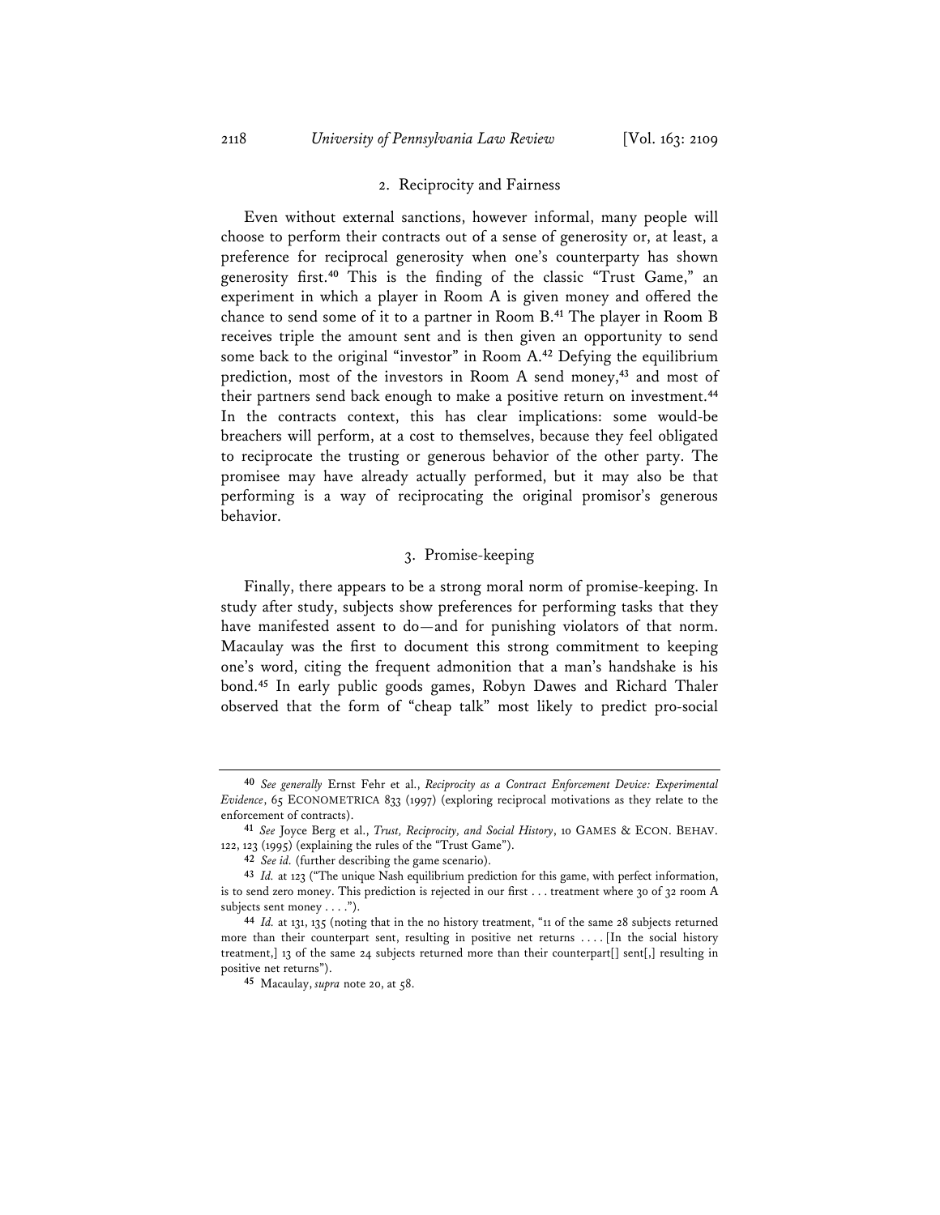### 2. Reciprocity and Fairness

Even without external sanctions, however informal, many people will choose to perform their contracts out of a sense of generosity or, at least, a preference for reciprocal generosity when one's counterparty has shown generosity first.[40] This is the finding of the classic "Trust Game," an experiment in which a player in Room A is given money and offered the chance to send some of it to a partner in Room B.[41] The player in Room B receives triple the amount sent and is then given an opportunity to send some back to the original "investor" in Room A.[42] Defying the equilibrium prediction, most of the investors in Room A send money,[43] and most of their partners send back enough to make a positive return on investment.[44] In the contracts context, this has clear implications: some would-be breachers will perform, at a cost to themselves, because they feel obligated to reciprocate the trusting or generous behavior of the other party. The promisee may have already actually performed, but it may also be that performing is a way of reciprocating the original promisor's generous behavior.

### 3. Promise-keeping

Finally, there appears to be a strong moral norm of promise-keeping. In study after study, subjects show preferences for performing tasks that they have manifested assent to do—and for punishing violators of that norm. Macaulay was the first to document this strong commitment to keeping one's word, citing the frequent admonition that a man's handshake is his bond.[45] In early public goods games, Robyn Dawes and Richard Thaler observed that the form of "cheap talk" most likely to predict pro-social

---

[40] *See generally* Ernst Fehr et al., *Reciprocity as a Contract Enforcement Device: Experimental Evidence*, 65 ECONOMETRICA 833 (1997) (exploring reciprocal motivations as they relate to the enforcement of contracts).

[41] *See* Joyce Berg et al., *Trust, Reciprocity, and Social History*, 10 GAMES & ECON. BEHAV. 122, 123 (1995) (explaining the rules of the "Trust Game").

[42] *See id.* (further describing the game scenario).

[43] *Id.* at 123 ("The unique Nash equilibrium prediction for this game, with perfect information, is to send zero money. This prediction is rejected in our first . . . treatment where 30 of 32 room A subjects sent money . . . .").

[44] *Id.* at 131, 135 (noting that in the no history treatment, "11 of the same 28 subjects returned more than their counterpart sent, resulting in positive net returns . . . . [In the social history treatment,] 13 of the same 24 subjects returned more than their counterpart[] sent[,] resulting in positive net returns").

[45] Macaulay, *supra* note 20, at 58.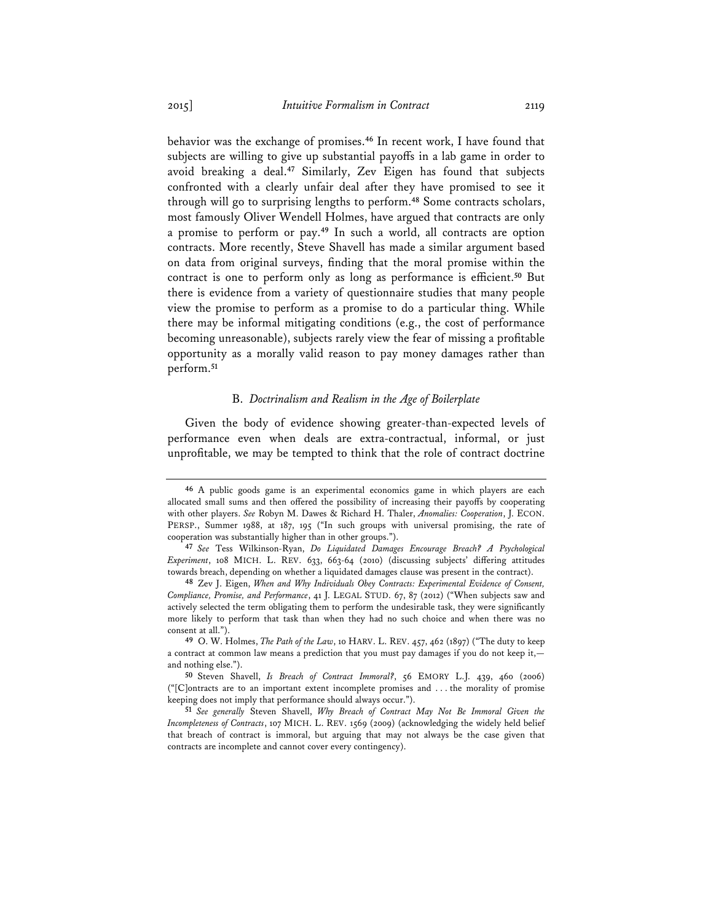behavior was the exchange of promises.[46] In recent work, I have found that subjects are willing to give up substantial payoffs in a lab game in order to avoid breaking a deal.[47] Similarly, Zev Eigen has found that subjects confronted with a clearly unfair deal after they have promised to see it through will go to surprising lengths to perform.[48] Some contracts scholars, most famously Oliver Wendell Holmes, have argued that contracts are only a promise to perform or pay.[49] In such a world, all contracts are option contracts. More recently, Steve Shavell has made a similar argument based on data from original surveys, finding that the moral promise within the contract is one to perform only as long as performance is efficient.[50] But there is evidence from a variety of questionnaire studies that many people view the promise to perform as a promise to do a particular thing. While there may be informal mitigating conditions (e.g., the cost of performance becoming unreasonable), subjects rarely view the fear of missing a profitable opportunity as a morally valid reason to pay money damages rather than perform.[51]

### B. *Doctrinalism and Realism in the Age of Boilerplate*

Given the body of evidence showing greater-than-expected levels of performance even when deals are extra-contractual, informal, or just unprofitable, we may be tempted to think that the role of contract doctrine

---

[46] A public goods game is an experimental economics game in which players are each allocated small sums and then offered the possibility of increasing their payoffs by cooperating with other players. *See* Robyn M. Dawes & Richard H. Thaler, *Anomalies: Cooperation*, J. ECON. PERSP., Summer 1988, at 187, 195 ("In such groups with universal promising, the rate of cooperation was substantially higher than in other groups.").

[47] *See* Tess Wilkinson-Ryan, *Do Liquidated Damages Encourage Breach? A Psychological Experiment*, 108 MICH. L. REV. 633, 663-64 (2010) (discussing subjects' differing attitudes towards breach, depending on whether a liquidated damages clause was present in the contract).

[48] Zev J. Eigen, *When and Why Individuals Obey Contracts: Experimental Evidence of Consent, Compliance, Promise, and Performance*, 41 J. LEGAL STUD. 67, 87 (2012) ("When subjects saw and actively selected the term obligating them to perform the undesirable task, they were significantly more likely to perform that task than when they had no such choice and when there was no consent at all.").

[49] O. W. Holmes, *The Path of the Law*, 10 HARV. L. REV. 457, 462 (1897) ("The duty to keep a contract at common law means a prediction that you must pay damages if you do not keep it,—and nothing else.").

[50] Steven Shavell, *Is Breach of Contract Immoral?*, 56 EMORY L.J. 439, 460 (2006) ("[C]ontracts are to an important extent incomplete promises and . . . the morality of promise keeping does not imply that performance should always occur.").

[51] *See generally* Steven Shavell, *Why Breach of Contract May Not Be Immoral Given the Incompleteness of Contracts*, 107 MICH. L. REV. 1569 (2009) (acknowledging the widely held belief that breach of contract is immoral, but arguing that may not always be the case given that contracts are incomplete and cannot cover every contingency).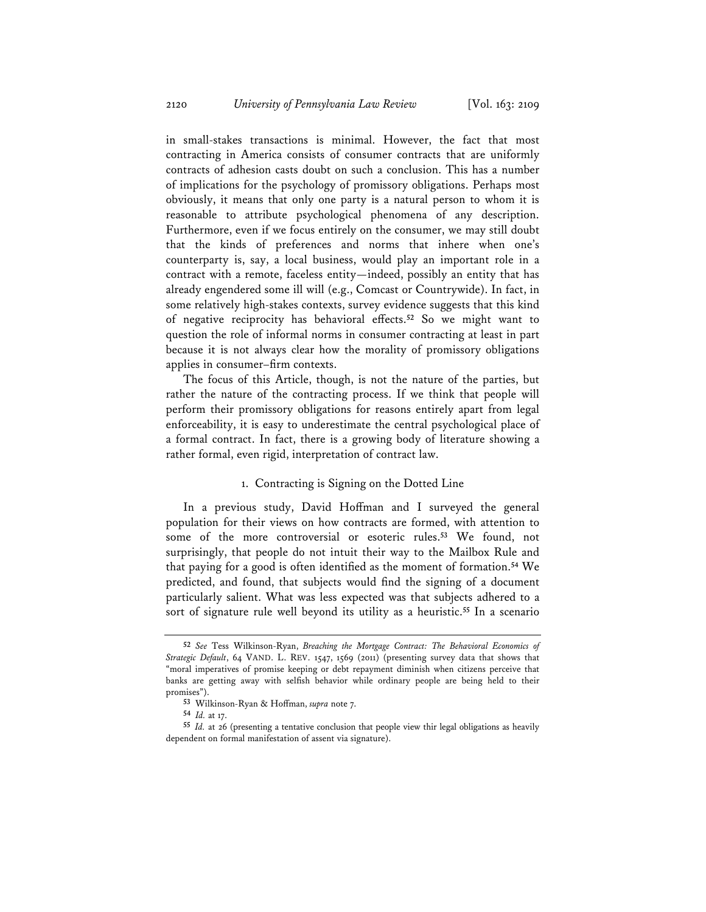in small-stakes transactions is minimal. However, the fact that most contracting in America consists of consumer contracts that are uniformly contracts of adhesion casts doubt on such a conclusion. This has a number of implications for the psychology of promissory obligations. Perhaps most obviously, it means that only one party is a natural person to whom it is reasonable to attribute psychological phenomena of any description. Furthermore, even if we focus entirely on the consumer, we may still doubt that the kinds of preferences and norms that inhere when one's counterparty is, say, a local business, would play an important role in a contract with a remote, faceless entity—indeed, possibly an entity that has already engendered some ill will (e.g., Comcast or Countrywide). In fact, in some relatively high-stakes contexts, survey evidence suggests that this kind of negative reciprocity has behavioral effects.[52] So we might want to question the role of informal norms in consumer contracting at least in part because it is not always clear how the morality of promissory obligations applies in consumer–firm contexts.

The focus of this Article, though, is not the nature of the parties, but rather the nature of the contracting process. If we think that people will perform their promissory obligations for reasons entirely apart from legal enforceability, it is easy to underestimate the central psychological place of a formal contract. In fact, there is a growing body of literature showing a rather formal, even rigid, interpretation of contract law.

### 1. Contracting is Signing on the Dotted Line

In a previous study, David Hoffman and I surveyed the general population for their views on how contracts are formed, with attention to some of the more controversial or esoteric rules.[53] We found, not surprisingly, that people do not intuit their way to the Mailbox Rule and that paying for a good is often identified as the moment of formation.[54] We predicted, and found, that subjects would find the signing of a document particularly salient. What was less expected was that subjects adhered to a sort of signature rule well beyond its utility as a heuristic.[55] In a scenario

---

[52] *See* Tess Wilkinson-Ryan, *Breaching the Mortgage Contract: The Behavioral Economics of Strategic Default*, 64 VAND. L. REV. 1547, 1569 (2011) (presenting survey data that shows that "moral imperatives of promise keeping or debt repayment diminish when citizens perceive that banks are getting away with selfish behavior while ordinary people are being held to their promises").

[53] Wilkinson-Ryan & Hoffman, *supra* note 7.

[54] *Id.* at 17.

[55] *Id.* at 26 (presenting a tentative conclusion that people view thir legal obligations as heavily dependent on formal manifestation of assent via signature).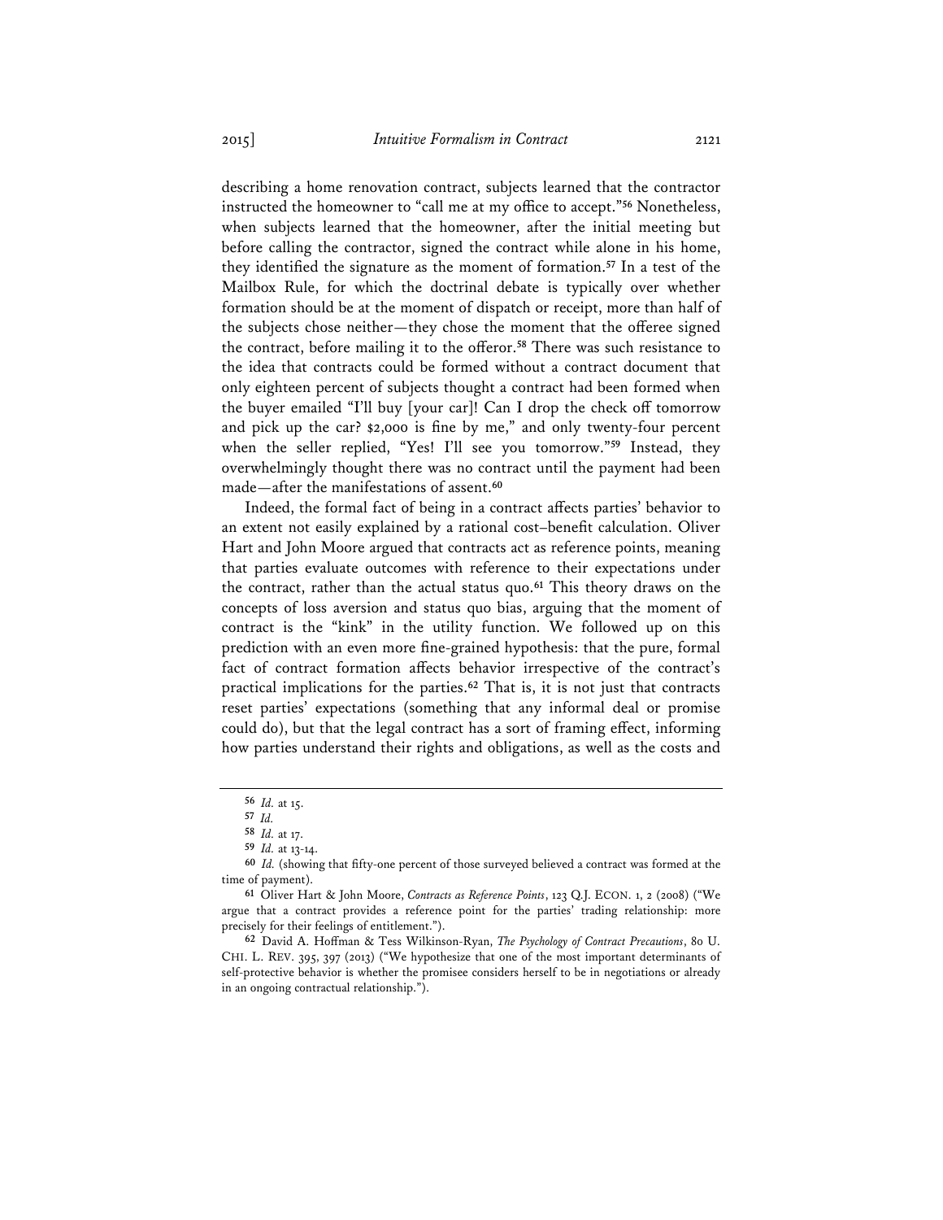describing a home renovation contract, subjects learned that the contractor instructed the homeowner to "call me at my office to accept."[56] Nonetheless, when subjects learned that the homeowner, after the initial meeting but before calling the contractor, signed the contract while alone in his home, they identified the signature as the moment of formation.[57] In a test of the Mailbox Rule, for which the doctrinal debate is typically over whether formation should be at the moment of dispatch or receipt, more than half of the subjects chose neither—they chose the moment that the offeree signed the contract, before mailing it to the offeror.[58] There was such resistance to the idea that contracts could be formed without a contract document that only eighteen percent of subjects thought a contract had been formed when the buyer emailed "I'll buy [your car]! Can I drop the check off tomorrow and pick up the car? $2,000 is fine by me," and only twenty-four percent when the seller replied, "Yes! I'll see you tomorrow."[59] Instead, they overwhelmingly thought there was no contract until the payment had been made—after the manifestations of assent.[60]

Indeed, the formal fact of being in a contract affects parties' behavior to an extent not easily explained by a rational cost–benefit calculation. Oliver Hart and John Moore argued that contracts act as reference points, meaning that parties evaluate outcomes with reference to their expectations under the contract, rather than the actual status quo.[61] This theory draws on the concepts of loss aversion and status quo bias, arguing that the moment of contract is the "kink" in the utility function. We followed up on this prediction with an even more fine-grained hypothesis: that the pure, formal fact of contract formation affects behavior irrespective of the contract's practical implications for the parties.[62] That is, it is not just that contracts reset parties' expectations (something that any informal deal or promise could do), but that the legal contract has a sort of framing effect, informing how parties understand their rights and obligations, as well as the costs and

---

[56] *Id.* at 15.

[57] *Id.*

[58] *Id.* at 17.

[59] *Id.* at 13-14.

[60] *Id.* (showing that fifty-one percent of those surveyed believed a contract was formed at the time of payment).

[61] Oliver Hart & John Moore, *Contracts as Reference Points*, 123 Q.J. ECON. 1, 2 (2008) ("We argue that a contract provides a reference point for the parties' trading relationship: more precisely for their feelings of entitlement.").

[62] David A. Hoffman & Tess Wilkinson-Ryan, *The Psychology of Contract Precautions*, 80 U. CHI. L. REV. 395, 397 (2013) ("We hypothesize that one of the most important determinants of self-protective behavior is whether the promisee considers herself to be in negotiations or already in an ongoing contractual relationship.").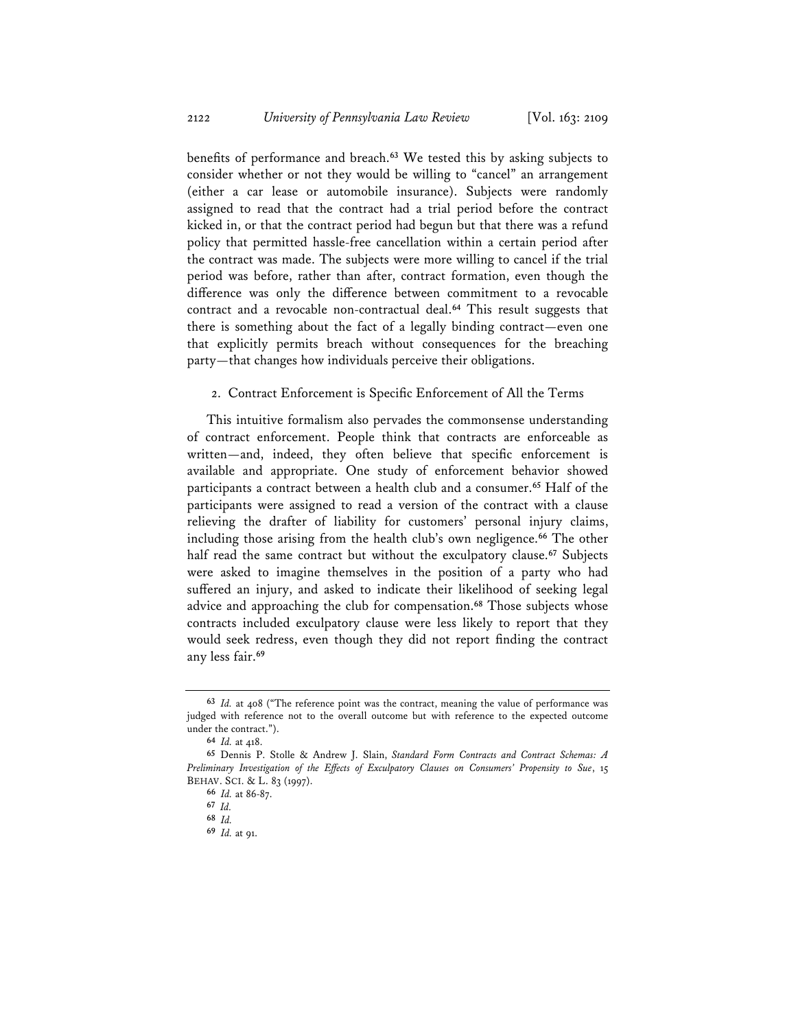benefits of performance and breach.[63] We tested this by asking subjects to consider whether or not they would be willing to "cancel" an arrangement (either a car lease or automobile insurance). Subjects were randomly assigned to read that the contract had a trial period before the contract kicked in, or that the contract period had begun but that there was a refund policy that permitted hassle-free cancellation within a certain period after the contract was made. The subjects were more willing to cancel if the trial period was before, rather than after, contract formation, even though the difference was only the difference between commitment to a revocable contract and a revocable non-contractual deal.[64] This result suggests that there is something about the fact of a legally binding contract—even one that explicitly permits breach without consequences for the breaching party—that changes how individuals perceive their obligations.

### 2. Contract Enforcement is Specific Enforcement of All the Terms

This intuitive formalism also pervades the commonsense understanding of contract enforcement. People think that contracts are enforceable as written—and, indeed, they often believe that specific enforcement is available and appropriate. One study of enforcement behavior showed participants a contract between a health club and a consumer.[65] Half of the participants were assigned to read a version of the contract with a clause relieving the drafter of liability for customers' personal injury claims, including those arising from the health club's own negligence.[66] The other half read the same contract but without the exculpatory clause.[67] Subjects were asked to imagine themselves in the position of a party who had suffered an injury, and asked to indicate their likelihood of seeking legal advice and approaching the club for compensation.[68] Those subjects whose contracts included exculpatory clause were less likely to report that they would seek redress, even though they did not report finding the contract any less fair.[69]

---

[63] *Id.* at 408 ("The reference point was the contract, meaning the value of performance was judged with reference not to the overall outcome but with reference to the expected outcome under the contract.").

[64] *Id.* at 418.

[65] Dennis P. Stolle & Andrew J. Slain, *Standard Form Contracts and Contract Schemas: A Preliminary Investigation of the Effects of Exculpatory Clauses on Consumers' Propensity to Sue*, 15 BEHAV. SCI. & L. 83 (1997).

[66] *Id.* at 86-87.

[67] *Id.*

[68] *Id.*

[69] *Id.* at 91.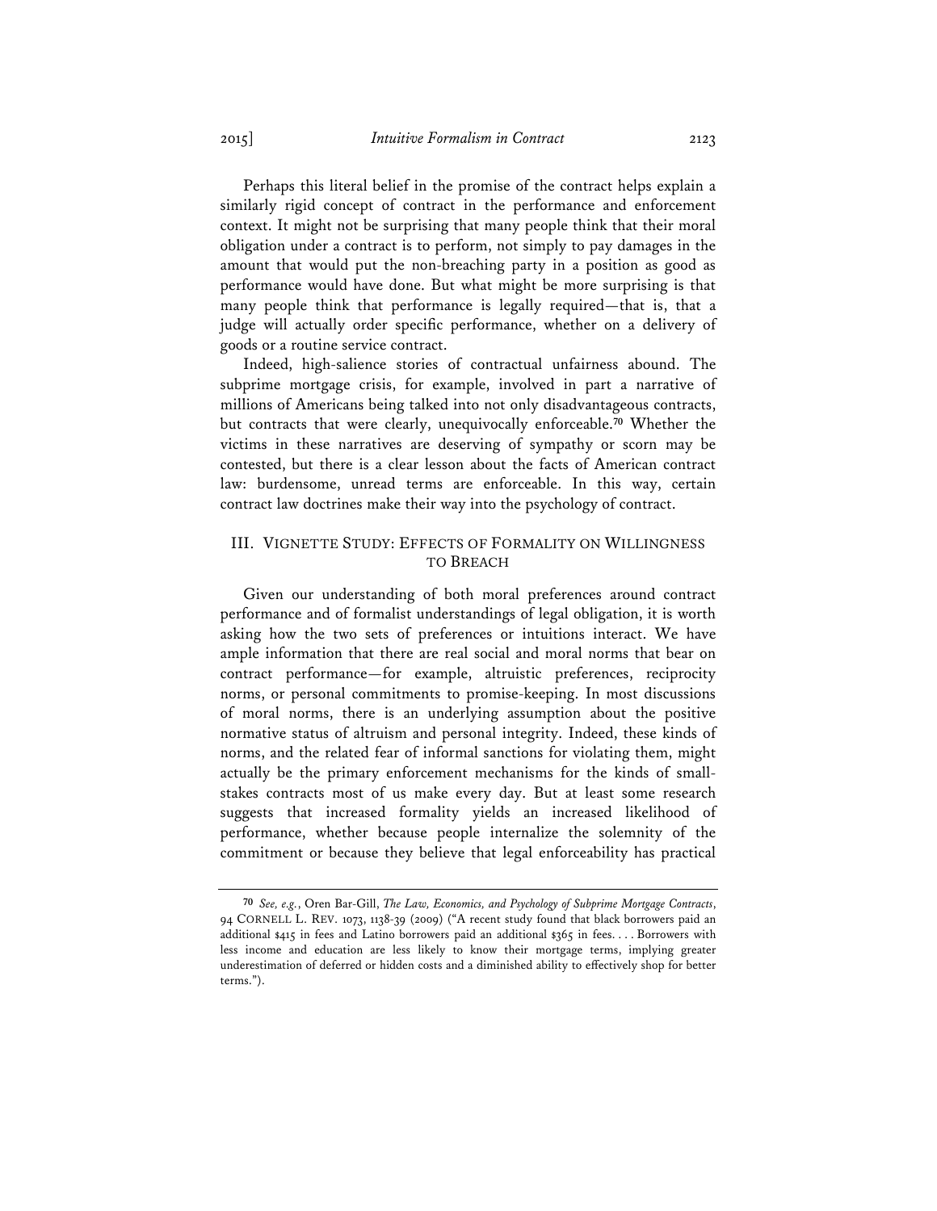Perhaps this literal belief in the promise of the contract helps explain a similarly rigid concept of contract in the performance and enforcement context. It might not be surprising that many people think that their moral obligation under a contract is to perform, not simply to pay damages in the amount that would put the non-breaching party in a position as good as performance would have done. But what might be more surprising is that many people think that performance is legally required—that is, that a judge will actually order specific performance, whether on a delivery of goods or a routine service contract.

Indeed, high-salience stories of contractual unfairness abound. The subprime mortgage crisis, for example, involved in part a narrative of millions of Americans being talked into not only disadvantageous contracts, but contracts that were clearly, unequivocally enforceable.[70] Whether the victims in these narratives are deserving of sympathy or scorn may be contested, but there is a clear lesson about the facts of American contract law: burdensome, unread terms are enforceable. In this way, certain contract law doctrines make their way into the psychology of contract.

## III. VIGNETTE STUDY: EFFECTS OF FORMALITY ON WILLINGNESS TO BREACH

Given our understanding of both moral preferences around contract performance and of formalist understandings of legal obligation, it is worth asking how the two sets of preferences or intuitions interact. We have ample information that there are real social and moral norms that bear on contract performance—for example, altruistic preferences, reciprocity norms, or personal commitments to promise-keeping. In most discussions of moral norms, there is an underlying assumption about the positive normative status of altruism and personal integrity. Indeed, these kinds of norms, and the related fear of informal sanctions for violating them, might actually be the primary enforcement mechanisms for the kinds of small-stakes contracts most of us make every day. But at least some research suggests that increased formality yields an increased likelihood of performance, whether because people internalize the solemnity of the commitment or because they believe that legal enforceability has practical

---

[70] *See, e.g.*, Oren Bar-Gill, *The Law, Economics, and Psychology of Subprime Mortgage Contracts*, 94 CORNELL L. REV. 1073, 1138-39 (2009) ("A recent study found that black borrowers paid an additional $415 in fees and Latino borrowers paid an additional $365 in fees. . . . Borrowers with less income and education are less likely to know their mortgage terms, implying greater underestimation of deferred or hidden costs and a diminished ability to effectively shop for better terms.").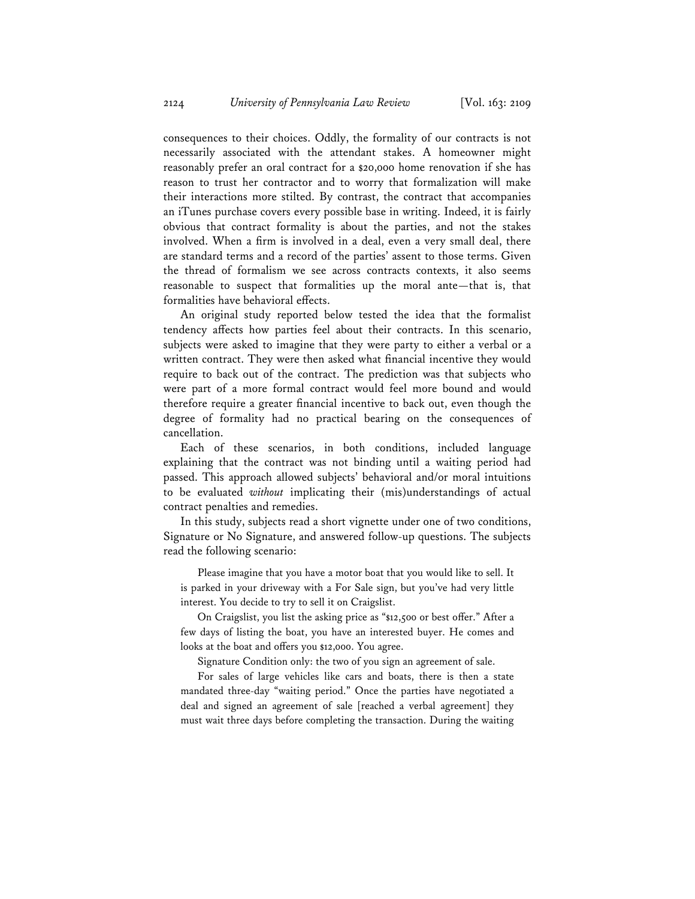consequences to their choices. Oddly, the formality of our contracts is not necessarily associated with the attendant stakes. A homeowner might reasonably prefer an oral contract for a $20,000 home renovation if she has reason to trust her contractor and to worry that formalization will make their interactions more stilted. By contrast, the contract that accompanies an iTunes purchase covers every possible base in writing. Indeed, it is fairly obvious that contract formality is about the parties, and not the stakes involved. When a firm is involved in a deal, even a very small deal, there are standard terms and a record of the parties' assent to those terms. Given the thread of formalism we see across contracts contexts, it also seems reasonable to suspect that formalities up the moral ante—that is, that formalities have behavioral effects.

An original study reported below tested the idea that the formalist tendency affects how parties feel about their contracts. In this scenario, subjects were asked to imagine that they were party to either a verbal or a written contract. They were then asked what financial incentive they would require to back out of the contract. The prediction was that subjects who were part of a more formal contract would feel more bound and would therefore require a greater financial incentive to back out, even though the degree of formality had no practical bearing on the consequences of cancellation.

Each of these scenarios, in both conditions, included language explaining that the contract was not binding until a waiting period had passed. This approach allowed subjects' behavioral and/or moral intuitions to be evaluated *without* implicating their (mis)understandings of actual contract penalties and remedies.

In this study, subjects read a short vignette under one of two conditions, Signature or No Signature, and answered follow-up questions. The subjects read the following scenario:

> Please imagine that you have a motor boat that you would like to sell. It is parked in your driveway with a For Sale sign, but you've had very little interest. You decide to try to sell it on Craigslist.
>
> On Craigslist, you list the asking price as "$12,500 or best offer." After a few days of listing the boat, you have an interested buyer. He comes and looks at the boat and offers you $12,000. You agree.
>
> Signature Condition only: the two of you sign an agreement of sale.
>
> For sales of large vehicles like cars and boats, there is then a state mandated three-day "waiting period." Once the parties have negotiated a deal and signed an agreement of sale [reached a verbal agreement] they must wait three days before completing the transaction. During the waiting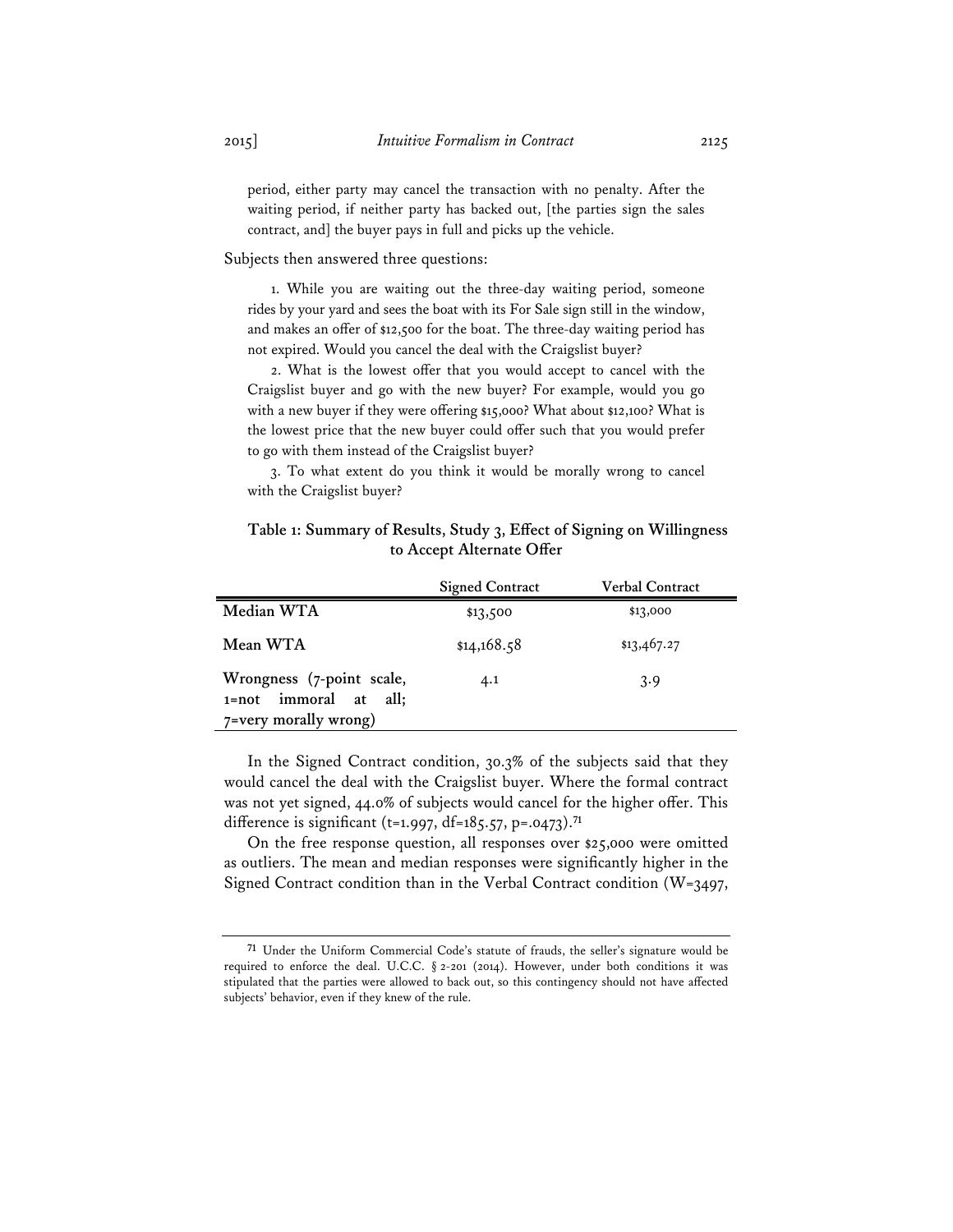period, either party may cancel the transaction with no penalty. After the waiting period, if neither party has backed out, [the parties sign the sales contract, and] the buyer pays in full and picks up the vehicle.

Subjects then answered three questions:

1. While you are waiting out the three-day waiting period, someone rides by your yard and sees the boat with its For Sale sign still in the window, and makes an offer of $12,500 for the boat. The three-day waiting period has not expired. Would you cancel the deal with the Craigslist buyer?

2. What is the lowest offer that you would accept to cancel with the Craigslist buyer and go with the new buyer? For example, would you go with a new buyer if they were offering $15,000? What about $12,100? What is the lowest price that the new buyer could offer such that you would prefer to go with them instead of the Craigslist buyer?

3. To what extent do you think it would be morally wrong to cancel with the Craigslist buyer?

**Table 1: Summary of Results, Study 3, Effect of Signing on Willingness to Accept Alternate Offer**

| | Signed Contract | Verbal Contract |
|---|---|---|
| **Median WTA** | $13,500 | $13,000 |
| **Mean WTA** | $14,168.58 | $13,467.27 |
| **Wrongness (7-point scale, 1=not immoral at all; 7=very morally wrong)** | 4.1 | 3.9 |

In the Signed Contract condition, 30.3% of the subjects said that they would cancel the deal with the Craigslist buyer. Where the formal contract was not yet signed, 44.0% of subjects would cancel for the higher offer. This difference is significant ($t=1.997$, $df=185.57$, $p=.0473$).[71]

On the free response question, all responses over $25,000 were omitted as outliers. The mean and median responses were significantly higher in the Signed Contract condition than in the Verbal Contract condition ($W=3497$,

[71] Under the Uniform Commercial Code's statute of frauds, the seller's signature would be required to enforce the deal. U.C.C. § 2-201 (2014). However, under both conditions it was stipulated that the parties were allowed to back out, so this contingency should not have affected subjects' behavior, even if they knew of the rule.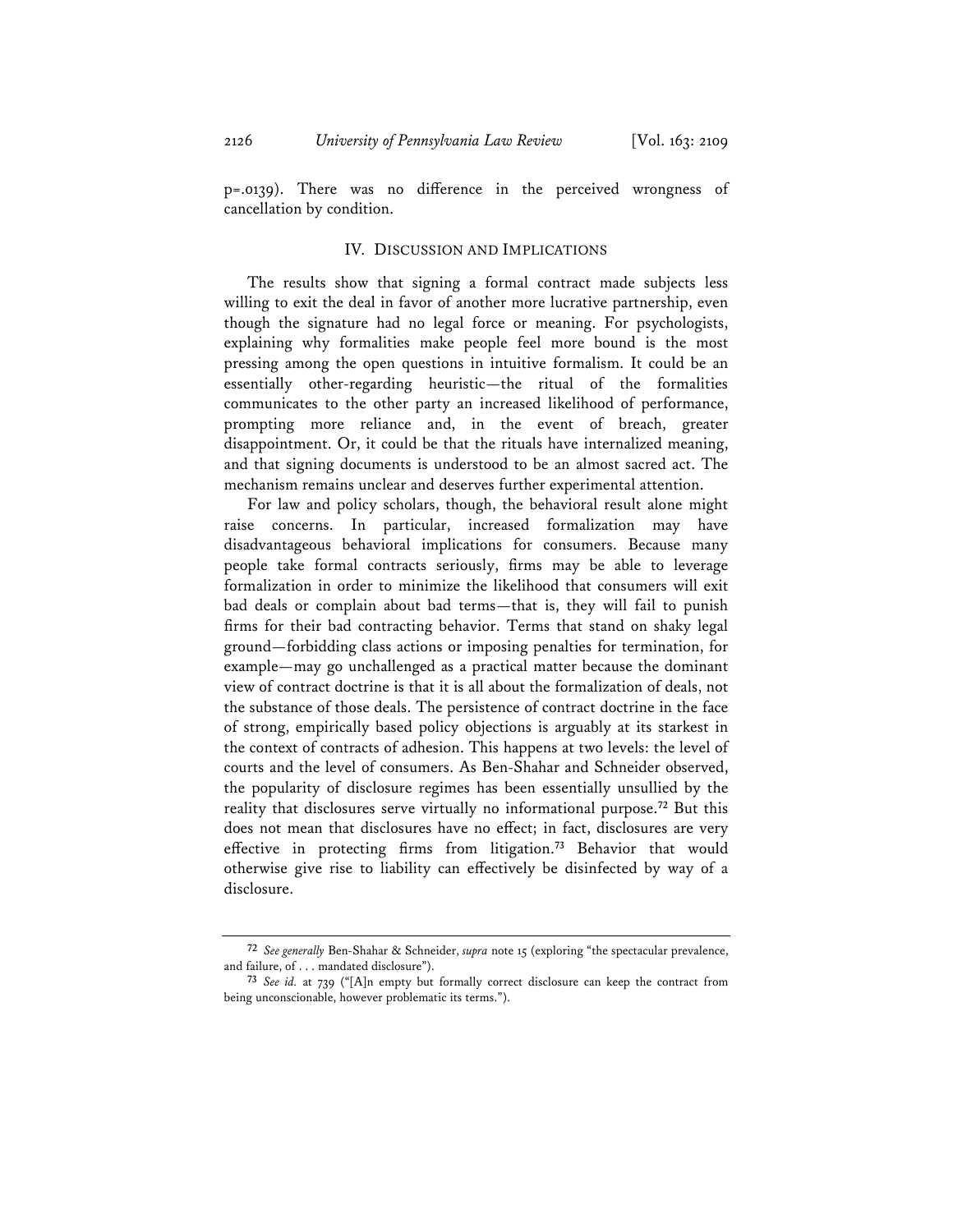p=.0139). There was no difference in the perceived wrongness of cancellation by condition.

## IV. Discussion and Implications

The results show that signing a formal contract made subjects less willing to exit the deal in favor of another more lucrative partnership, even though the signature had no legal force or meaning. For psychologists, explaining why formalities make people feel more bound is the most pressing among the open questions in intuitive formalism. It could be an essentially other-regarding heuristic—the ritual of the formalities communicates to the other party an increased likelihood of performance, prompting more reliance and, in the event of breach, greater disappointment. Or, it could be that the rituals have internalized meaning, and that signing documents is understood to be an almost sacred act. The mechanism remains unclear and deserves further experimental attention.

For law and policy scholars, though, the behavioral result alone might raise concerns. In particular, increased formalization may have disadvantageous behavioral implications for consumers. Because many people take formal contracts seriously, firms may be able to leverage formalization in order to minimize the likelihood that consumers will exit bad deals or complain about bad terms—that is, they will fail to punish firms for their bad contracting behavior. Terms that stand on shaky legal ground—forbidding class actions or imposing penalties for termination, for example—may go unchallenged as a practical matter because the dominant view of contract doctrine is that it is all about the formalization of deals, not the substance of those deals. The persistence of contract doctrine in the face of strong, empirically based policy objections is arguably at its starkest in the context of contracts of adhesion. This happens at two levels: the level of courts and the level of consumers. As Ben-Shahar and Schneider observed, the popularity of disclosure regimes has been essentially unsullied by the reality that disclosures serve virtually no informational purpose.[72] But this does not mean that disclosures have no effect; in fact, disclosures are very effective in protecting firms from litigation.[73] Behavior that would otherwise give rise to liability can effectively be disinfected by way of a disclosure.

---

[72] *See generally* Ben-Shahar & Schneider, *supra* note 15 (exploring "the spectacular prevalence, and failure, of . . . mandated disclosure").

[73] *See id.* at 739 ("[A]n empty but formally correct disclosure can keep the contract from being unconscionable, however problematic its terms.").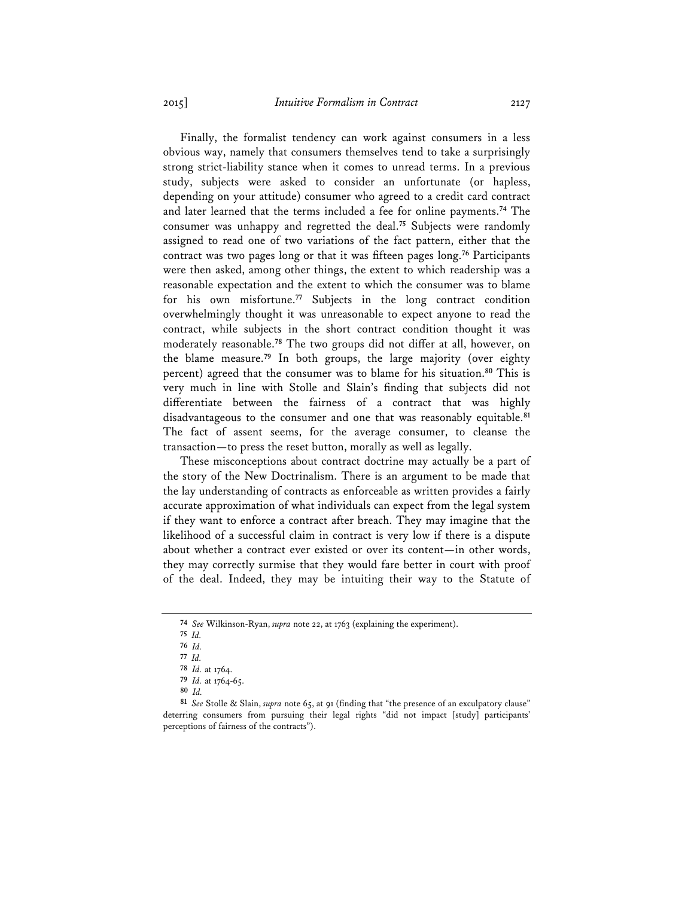Finally, the formalist tendency can work against consumers in a less obvious way, namely that consumers themselves tend to take a surprisingly strong strict-liability stance when it comes to unread terms. In a previous study, subjects were asked to consider an unfortunate (or hapless, depending on your attitude) consumer who agreed to a credit card contract and later learned that the terms included a fee for online payments.[74] The consumer was unhappy and regretted the deal.[75] Subjects were randomly assigned to read one of two variations of the fact pattern, either that the contract was two pages long or that it was fifteen pages long.[76] Participants were then asked, among other things, the extent to which readership was a reasonable expectation and the extent to which the consumer was to blame for his own misfortune.[77] Subjects in the long contract condition overwhelmingly thought it was unreasonable to expect anyone to read the contract, while subjects in the short contract condition thought it was moderately reasonable.[78] The two groups did not differ at all, however, on the blame measure.[79] In both groups, the large majority (over eighty percent) agreed that the consumer was to blame for his situation.[80] This is very much in line with Stolle and Slain's finding that subjects did not differentiate between the fairness of a contract that was highly disadvantageous to the consumer and one that was reasonably equitable.[81] The fact of assent seems, for the average consumer, to cleanse the transaction—to press the reset button, morally as well as legally.

These misconceptions about contract doctrine may actually be a part of the story of the New Doctrinalism. There is an argument to be made that the lay understanding of contracts as enforceable as written provides a fairly accurate approximation of what individuals can expect from the legal system if they want to enforce a contract after breach. They may imagine that the likelihood of a successful claim in contract is very low if there is a dispute about whether a contract ever existed or over its content—in other words, they may correctly surmise that they would fare better in court with proof of the deal. Indeed, they may be intuiting their way to the Statute of

---

[74] *See* Wilkinson-Ryan, *supra* note 22, at 1763 (explaining the experiment).

[75] *Id.*

[76] *Id.*

[77] *Id.*

[78] *Id.* at 1764.

[79] *Id.* at 1764-65.

[80] *Id.*

[81] *See* Stolle & Slain, *supra* note 65, at 91 (finding that "the presence of an exculpatory clause" deterring consumers from pursuing their legal rights "did not impact [study] participants' perceptions of fairness of the contracts").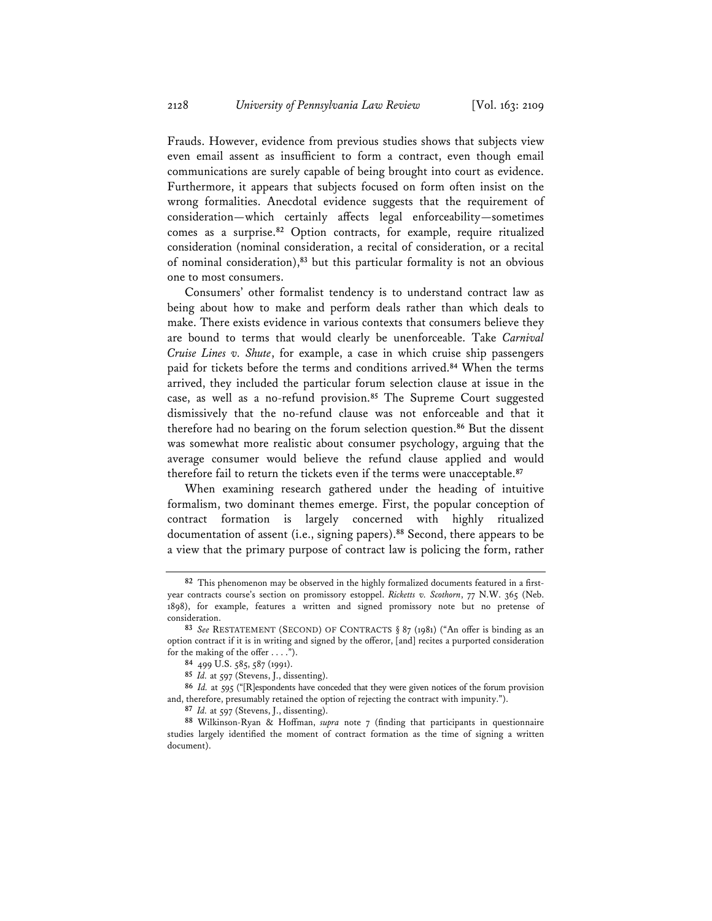Frauds. However, evidence from previous studies shows that subjects view even email assent as insufficient to form a contract, even though email communications are surely capable of being brought into court as evidence. Furthermore, it appears that subjects focused on form often insist on the wrong formalities. Anecdotal evidence suggests that the requirement of consideration—which certainly affects legal enforceability—sometimes comes as a surprise.[82] Option contracts, for example, require ritualized consideration (nominal consideration, a recital of consideration, or a recital of nominal consideration),[83] but this particular formality is not an obvious one to most consumers.

Consumers' other formalist tendency is to understand contract law as being about how to make and perform deals rather than which deals to make. There exists evidence in various contexts that consumers believe they are bound to terms that would clearly be unenforceable. Take *Carnival Cruise Lines v. Shute*, for example, a case in which cruise ship passengers paid for tickets before the terms and conditions arrived.[84] When the terms arrived, they included the particular forum selection clause at issue in the case, as well as a no-refund provision.[85] The Supreme Court suggested dismissively that the no-refund clause was not enforceable and that it therefore had no bearing on the forum selection question.[86] But the dissent was somewhat more realistic about consumer psychology, arguing that the average consumer would believe the refund clause applied and would therefore fail to return the tickets even if the terms were unacceptable.[87]

When examining research gathered under the heading of intuitive formalism, two dominant themes emerge. First, the popular conception of contract formation is largely concerned with highly ritualized documentation of assent (i.e., signing papers).[88] Second, there appears to be a view that the primary purpose of contract law is policing the form, rather

---

[82] This phenomenon may be observed in the highly formalized documents featured in a first-year contracts course's section on promissory estoppel. *Ricketts v. Scothorn*, 77 N.W. 365 (Neb. 1898), for example, features a written and signed promissory note but no pretense of consideration.

[83] *See* RESTATEMENT (SECOND) OF CONTRACTS § 87 (1981) ("An offer is binding as an option contract if it is in writing and signed by the offeror, [and] recites a purported consideration for the making of the offer . . . .").

[84] 499 U.S. 585, 587 (1991).

[85] *Id.* at 597 (Stevens, J., dissenting).

[86] *Id.* at 595 ("[R]espondents have conceded that they were given notices of the forum provision and, therefore, presumably retained the option of rejecting the contract with impunity.").

[87] *Id.* at 597 (Stevens, J., dissenting).

[88] Wilkinson-Ryan & Hoffman, *supra* note 7 (finding that participants in questionnaire studies largely identified the moment of contract formation as the time of signing a written document).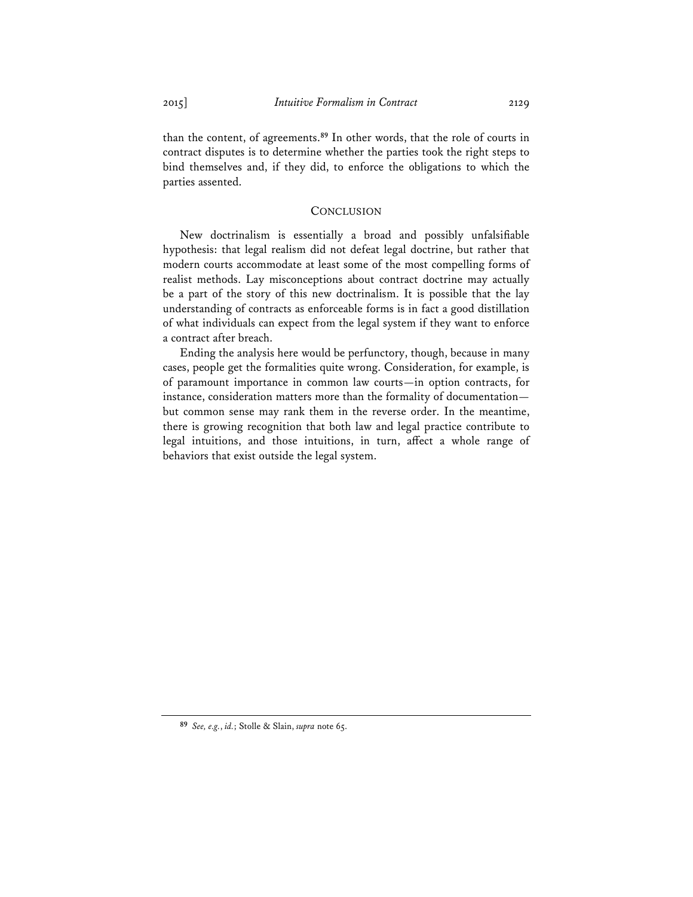than the content, of agreements.[89] In other words, that the role of courts in contract disputes is to determine whether the parties took the right steps to bind themselves and, if they did, to enforce the obligations to which the parties assented.

## CONCLUSION

New doctrinalism is essentially a broad and possibly unfalsifiable hypothesis: that legal realism did not defeat legal doctrine, but rather that modern courts accommodate at least some of the most compelling forms of realist methods. Lay misconceptions about contract doctrine may actually be a part of the story of this new doctrinalism. It is possible that the lay understanding of contracts as enforceable forms is in fact a good distillation of what individuals can expect from the legal system if they want to enforce a contract after breach.

Ending the analysis here would be perfunctory, though, because in many cases, people get the formalities quite wrong. Consideration, for example, is of paramount importance in common law courts—in option contracts, for instance, consideration matters more than the formality of documentation—but common sense may rank them in the reverse order. In the meantime, there is growing recognition that both law and legal practice contribute to legal intuitions, and those intuitions, in turn, affect a whole range of behaviors that exist outside the legal system.

---

[89] *See, e.g.*, *id.*; Stolle & Slain, *supra* note 65.